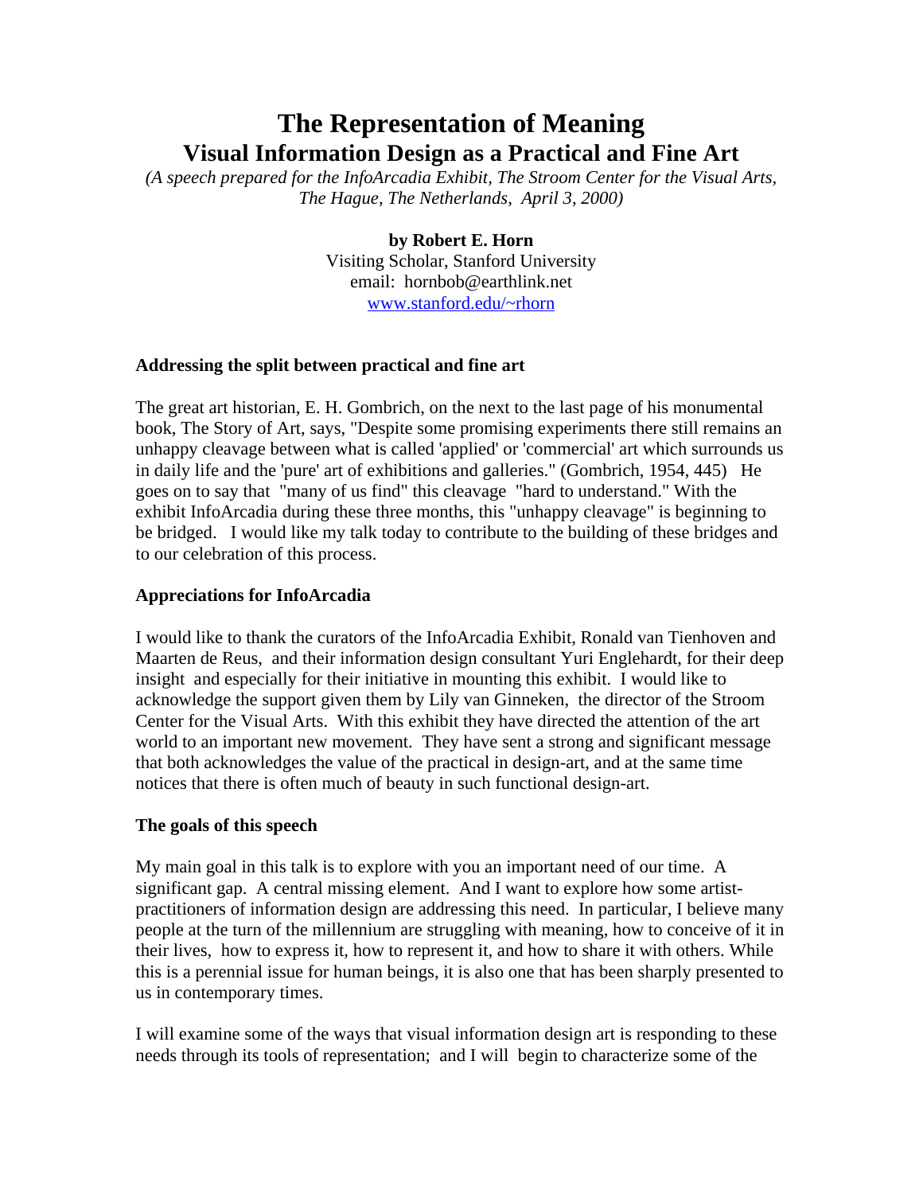# The Representation of Meaning
## Visual Information Design as a Practical and Fine Art

*(A speech prepared for the InfoArcadia Exhibit, The Stroom Center for the Visual Arts, The Hague, The Netherlands, April 3, 2000)*

**by Robert E. Horn**
Visiting Scholar, Stanford University
email: hornbob@earthlink.net
www.stanford.edu/~rhorn

### Addressing the split between practical and fine art

The great art historian, E. H. Gombrich, on the next to the last page of his monumental book, The Story of Art, says, "Despite some promising experiments there still remains an unhappy cleavage between what is called 'applied' or 'commercial' art which surrounds us in daily life and the 'pure' art of exhibitions and galleries." (Gombrich, 1954, 445) He goes on to say that "many of us find" this cleavage "hard to understand." With the exhibit InfoArcadia during these three months, this "unhappy cleavage" is beginning to be bridged. I would like my talk today to contribute to the building of these bridges and to our celebration of this process.

### Appreciations for InfoArcadia

I would like to thank the curators of the InfoArcadia Exhibit, Ronald van Tienhoven and Maarten de Reus, and their information design consultant Yuri Englehardt, for their deep insight and especially for their initiative in mounting this exhibit. I would like to acknowledge the support given them by Lily van Ginneken, the director of the Stroom Center for the Visual Arts. With this exhibit they have directed the attention of the art world to an important new movement. They have sent a strong and significant message that both acknowledges the value of the practical in design-art, and at the same time notices that there is often much of beauty in such functional design-art.

### The goals of this speech

My main goal in this talk is to explore with you an important need of our time. A significant gap. A central missing element. And I want to explore how some artist-practitioners of information design are addressing this need. In particular, I believe many people at the turn of the millennium are struggling with meaning, how to conceive of it in their lives, how to express it, how to represent it, and how to share it with others. While this is a perennial issue for human beings, it is also one that has been sharply presented to us in contemporary times.

I will examine some of the ways that visual information design art is responding to these needs through its tools of representation; and I will begin to characterize some of the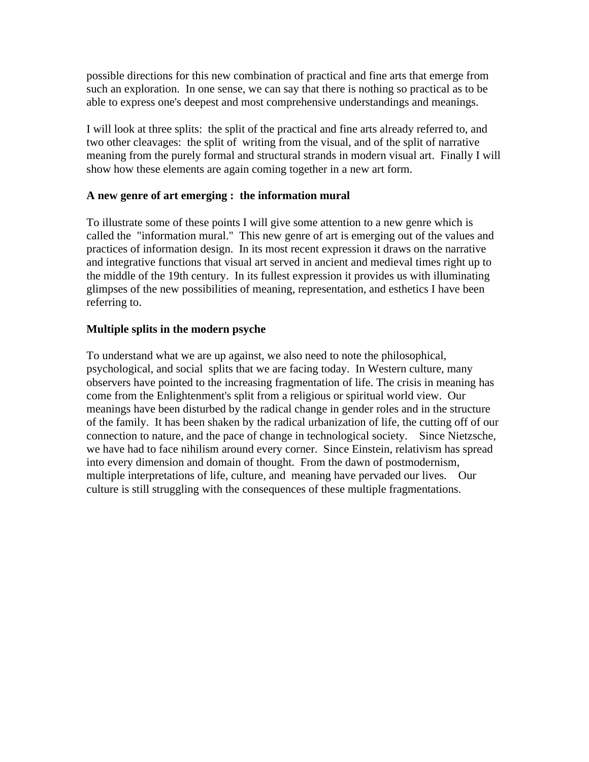possible directions for this new combination of practical and fine arts that emerge from such an exploration. In one sense, we can say that there is nothing so practical as to be able to express one's deepest and most comprehensive understandings and meanings.

I will look at three splits: the split of the practical and fine arts already referred to, and two other cleavages: the split of writing from the visual, and of the split of narrative meaning from the purely formal and structural strands in modern visual art. Finally I will show how these elements are again coming together in a new art form.

**A new genre of art emerging : the information mural**

To illustrate some of these points I will give some attention to a new genre which is called the "information mural." This new genre of art is emerging out of the values and practices of information design. In its most recent expression it draws on the narrative and integrative functions that visual art served in ancient and medieval times right up to the middle of the 19th century. In its fullest expression it provides us with illuminating glimpses of the new possibilities of meaning, representation, and esthetics I have been referring to.

**Multiple splits in the modern psyche**

To understand what we are up against, we also need to note the philosophical, psychological, and social splits that we are facing today. In Western culture, many observers have pointed to the increasing fragmentation of life. The crisis in meaning has come from the Enlightenment's split from a religious or spiritual world view. Our meanings have been disturbed by the radical change in gender roles and in the structure of the family. It has been shaken by the radical urbanization of life, the cutting off of our connection to nature, and the pace of change in technological society. Since Nietzsche, we have had to face nihilism around every corner. Since Einstein, relativism has spread into every dimension and domain of thought. From the dawn of postmodernism, multiple interpretations of life, culture, and meaning have pervaded our lives. Our culture is still struggling with the consequences of these multiple fragmentations.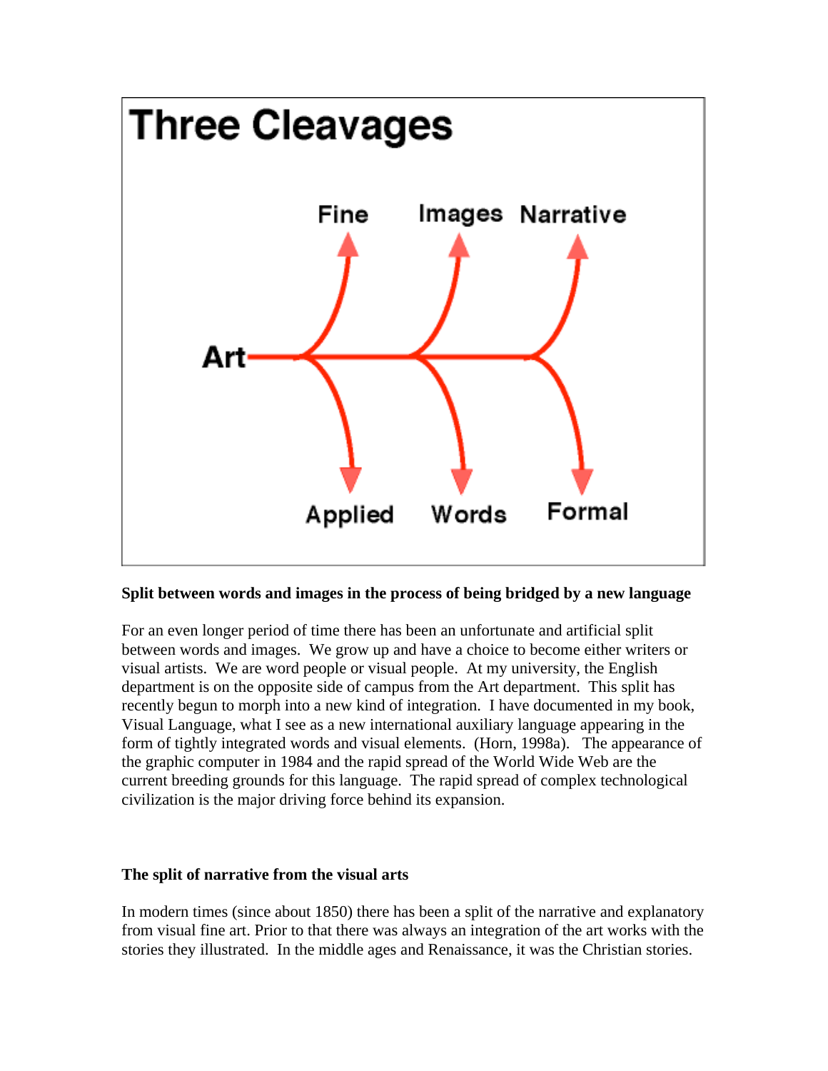**Three Cleavages**

Fine — Applied
Images — Words
Narrative — Formal

Art

**Split between words and images in the process of being bridged by a new language**

For an even longer period of time there has been an unfortunate and artificial split between words and images. We grow up and have a choice to become either writers or visual artists. We are word people or visual people. At my university, the English department is on the opposite side of campus from the Art department. This split has recently begun to morph into a new kind of integration. I have documented in my book, Visual Language, what I see as a new international auxiliary language appearing in the form of tightly integrated words and visual elements. (Horn, 1998a). The appearance of the graphic computer in 1984 and the rapid spread of the World Wide Web are the current breeding grounds for this language. The rapid spread of complex technological civilization is the major driving force behind its expansion.

**The split of narrative from the visual arts**

In modern times (since about 1850) there has been a split of the narrative and explanatory from visual fine art. Prior to that there was always an integration of the art works with the stories they illustrated. In the middle ages and Renaissance, it was the Christian stories.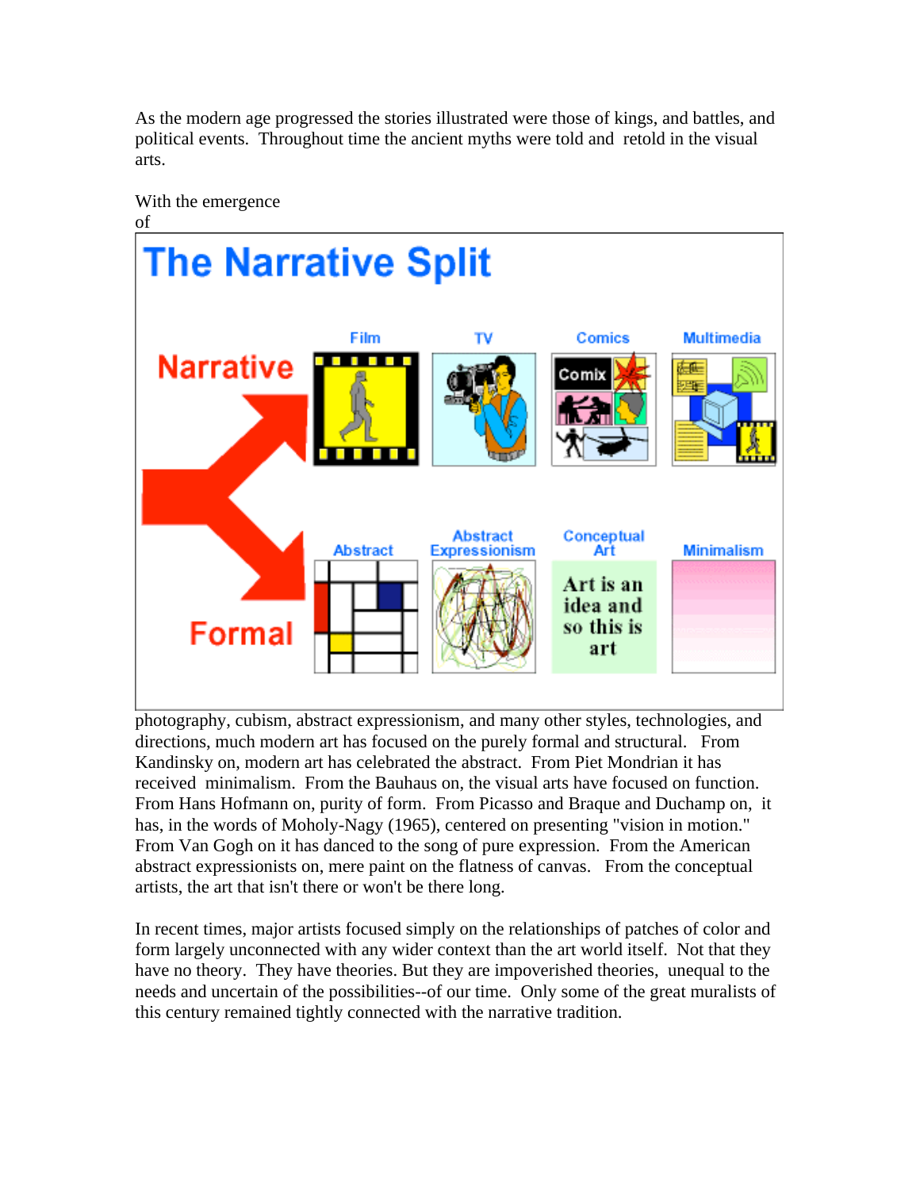As the modern age progressed the stories illustrated were those of kings, and battles, and political events. Throughout time the ancient myths were told and retold in the visual arts.

With the emergence of photography, cubism, abstract expressionism, and many other styles, technologies, and directions, much modern art has focused on the purely formal and structural. From Kandinsky on, modern art has celebrated the abstract. From Piet Mondrian it has received minimalism. From the Bauhaus on, the visual arts have focused on function. From Hans Hofmann on, purity of form. From Picasso and Braque and Duchamp on, it has, in the words of Moholy-Nagy (1965), centered on presenting "vision in motion." From Van Gogh on it has danced to the song of pure expression. From the American abstract expressionists on, mere paint on the flatness of canvas. From the conceptual artists, the art that isn't there or won't be there long.

In recent times, major artists focused simply on the relationships of patches of color and form largely unconnected with any wider context than the art world itself. Not that they have no theory. They have theories. But they are impoverished theories, unequal to the needs and uncertain of the possibilities--of our time. Only some of the great muralists of this century remained tightly connected with the narrative tradition.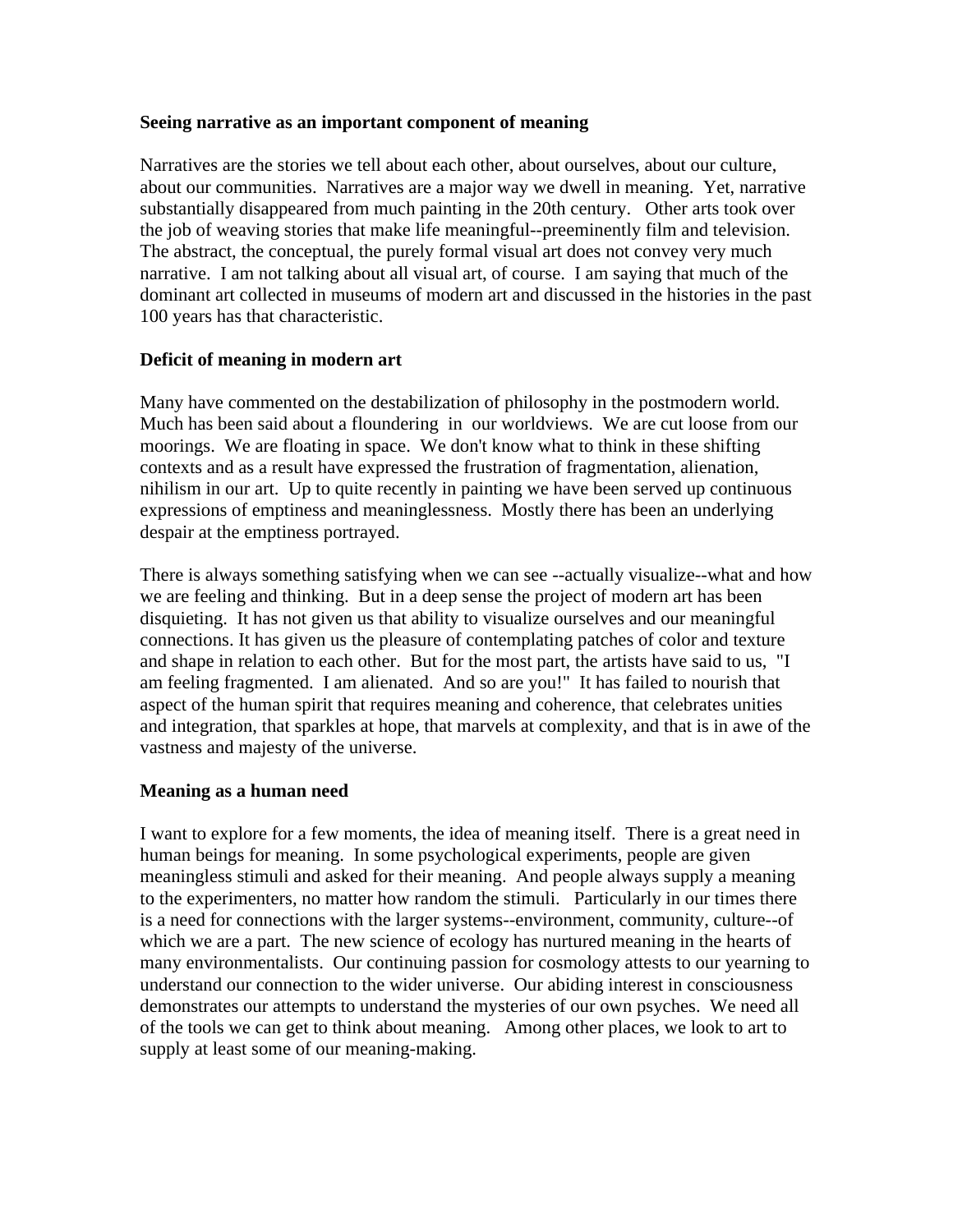**Seeing narrative as an important component of meaning**

Narratives are the stories we tell about each other, about ourselves, about our culture, about our communities. Narratives are a major way we dwell in meaning. Yet, narrative substantially disappeared from much painting in the 20th century. Other arts took over the job of weaving stories that make life meaningful--preeminently film and television. The abstract, the conceptual, the purely formal visual art does not convey very much narrative. I am not talking about all visual art, of course. I am saying that much of the dominant art collected in museums of modern art and discussed in the histories in the past 100 years has that characteristic.

**Deficit of meaning in modern art**

Many have commented on the destabilization of philosophy in the postmodern world. Much has been said about a floundering in our worldviews. We are cut loose from our moorings. We are floating in space. We don't know what to think in these shifting contexts and as a result have expressed the frustration of fragmentation, alienation, nihilism in our art. Up to quite recently in painting we have been served up continuous expressions of emptiness and meaninglessness. Mostly there has been an underlying despair at the emptiness portrayed.

There is always something satisfying when we can see --actually visualize--what and how we are feeling and thinking. But in a deep sense the project of modern art has been disquieting. It has not given us that ability to visualize ourselves and our meaningful connections. It has given us the pleasure of contemplating patches of color and texture and shape in relation to each other. But for the most part, the artists have said to us, "I am feeling fragmented. I am alienated. And so are you!" It has failed to nourish that aspect of the human spirit that requires meaning and coherence, that celebrates unities and integration, that sparkles at hope, that marvels at complexity, and that is in awe of the vastness and majesty of the universe.

**Meaning as a human need**

I want to explore for a few moments, the idea of meaning itself. There is a great need in human beings for meaning. In some psychological experiments, people are given meaningless stimuli and asked for their meaning. And people always supply a meaning to the experimenters, no matter how random the stimuli. Particularly in our times there is a need for connections with the larger systems--environment, community, culture--of which we are a part. The new science of ecology has nurtured meaning in the hearts of many environmentalists. Our continuing passion for cosmology attests to our yearning to understand our connection to the wider universe. Our abiding interest in consciousness demonstrates our attempts to understand the mysteries of our own psyches. We need all of the tools we can get to think about meaning. Among other places, we look to art to supply at least some of our meaning-making.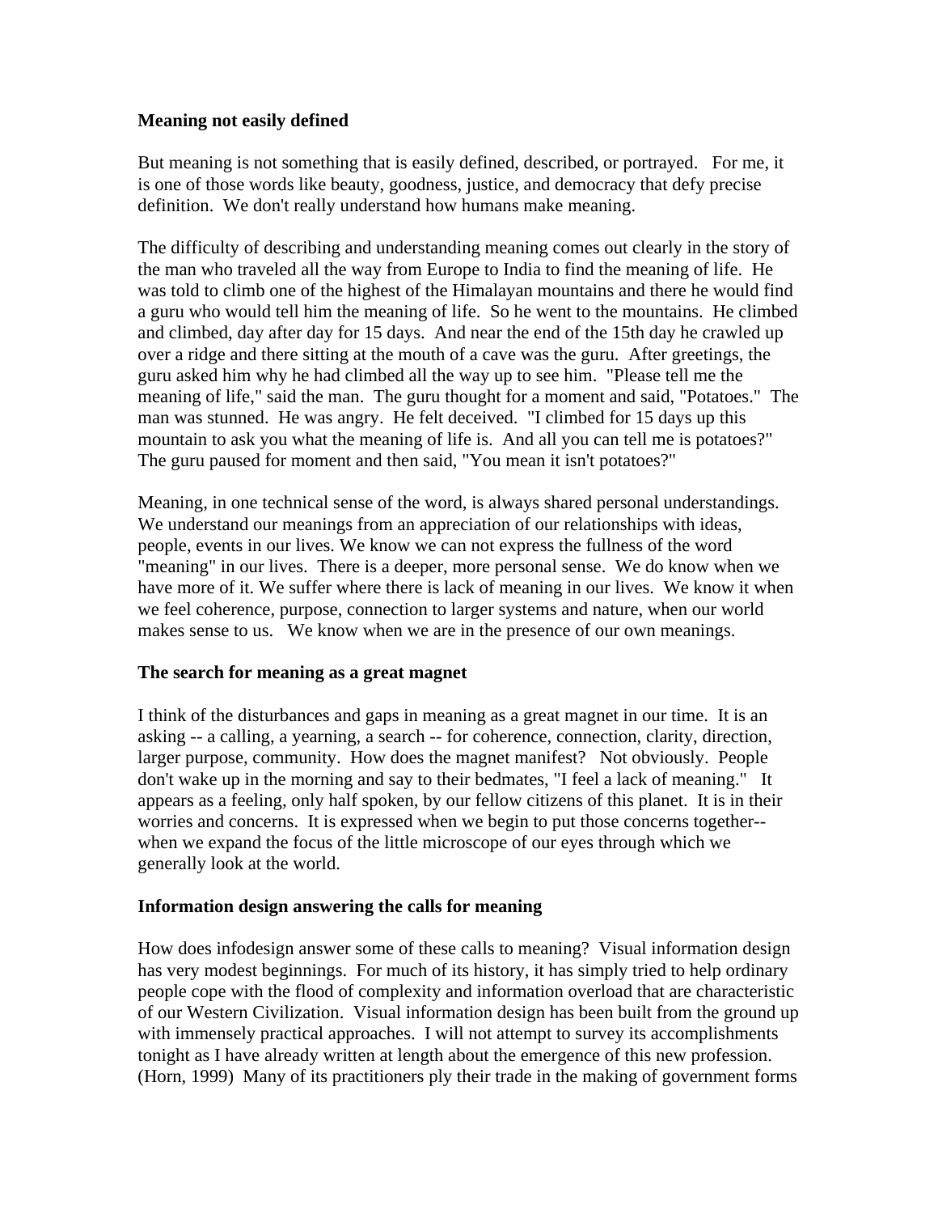**Meaning not easily defined**

But meaning is not something that is easily defined, described, or portrayed. For me, it is one of those words like beauty, goodness, justice, and democracy that defy precise definition. We don't really understand how humans make meaning.

The difficulty of describing and understanding meaning comes out clearly in the story of the man who traveled all the way from Europe to India to find the meaning of life. He was told to climb one of the highest of the Himalayan mountains and there he would find a guru who would tell him the meaning of life. So he went to the mountains. He climbed and climbed, day after day for 15 days. And near the end of the 15th day he crawled up over a ridge and there sitting at the mouth of a cave was the guru. After greetings, the guru asked him why he had climbed all the way up to see him. "Please tell me the meaning of life," said the man. The guru thought for a moment and said, "Potatoes." The man was stunned. He was angry. He felt deceived. "I climbed for 15 days up this mountain to ask you what the meaning of life is. And all you can tell me is potatoes?" The guru paused for moment and then said, "You mean it isn't potatoes?"

Meaning, in one technical sense of the word, is always shared personal understandings. We understand our meanings from an appreciation of our relationships with ideas, people, events in our lives. We know we can not express the fullness of the word "meaning" in our lives. There is a deeper, more personal sense. We do know when we have more of it. We suffer where there is lack of meaning in our lives. We know it when we feel coherence, purpose, connection to larger systems and nature, when our world makes sense to us. We know when we are in the presence of our own meanings.

**The search for meaning as a great magnet**

I think of the disturbances and gaps in meaning as a great magnet in our time. It is an asking -- a calling, a yearning, a search -- for coherence, connection, clarity, direction, larger purpose, community. How does the magnet manifest? Not obviously. People don't wake up in the morning and say to their bedmates, "I feel a lack of meaning." It appears as a feeling, only half spoken, by our fellow citizens of this planet. It is in their worries and concerns. It is expressed when we begin to put those concerns together-- when we expand the focus of the little microscope of our eyes through which we generally look at the world.

**Information design answering the calls for meaning**

How does infodesign answer some of these calls to meaning? Visual information design has very modest beginnings. For much of its history, it has simply tried to help ordinary people cope with the flood of complexity and information overload that are characteristic of our Western Civilization. Visual information design has been built from the ground up with immensely practical approaches. I will not attempt to survey its accomplishments tonight as I have already written at length about the emergence of this new profession. (Horn, 1999) Many of its practitioners ply their trade in the making of government forms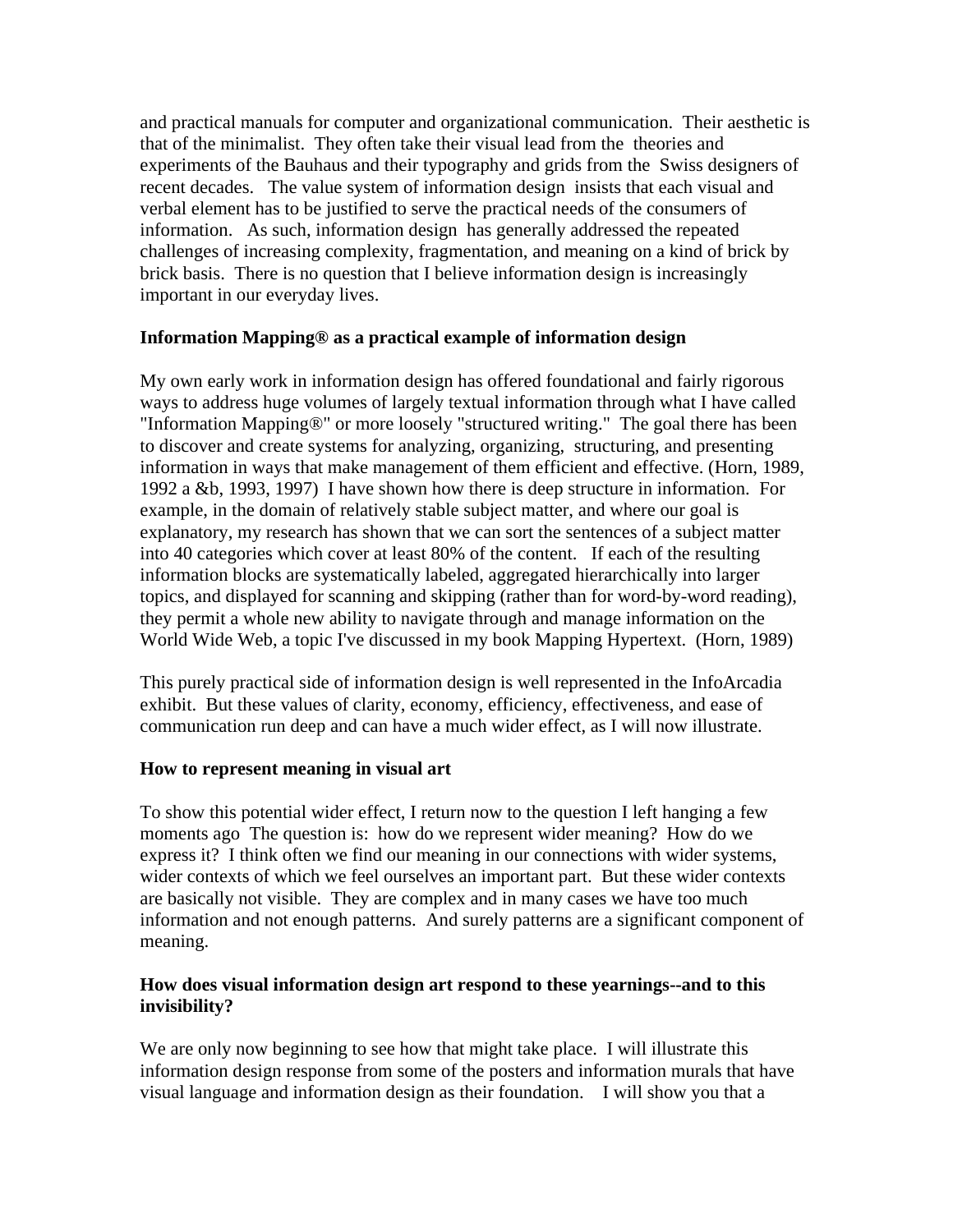and practical manuals for computer and organizational communication. Their aesthetic is that of the minimalist. They often take their visual lead from the theories and experiments of the Bauhaus and their typography and grids from the Swiss designers of recent decades. The value system of information design insists that each visual and verbal element has to be justified to serve the practical needs of the consumers of information. As such, information design has generally addressed the repeated challenges of increasing complexity, fragmentation, and meaning on a kind of brick by brick basis. There is no question that I believe information design is increasingly important in our everyday lives.

**Information Mapping® as a practical example of information design**

My own early work in information design has offered foundational and fairly rigorous ways to address huge volumes of largely textual information through what I have called "Information Mapping®" or more loosely "structured writing." The goal there has been to discover and create systems for analyzing, organizing, structuring, and presenting information in ways that make management of them efficient and effective. (Horn, 1989, 1992 a &b, 1993, 1997) I have shown how there is deep structure in information. For example, in the domain of relatively stable subject matter, and where our goal is explanatory, my research has shown that we can sort the sentences of a subject matter into 40 categories which cover at least 80% of the content. If each of the resulting information blocks are systematically labeled, aggregated hierarchically into larger topics, and displayed for scanning and skipping (rather than for word-by-word reading), they permit a whole new ability to navigate through and manage information on the World Wide Web, a topic I've discussed in my book Mapping Hypertext. (Horn, 1989)

This purely practical side of information design is well represented in the InfoArcadia exhibit. But these values of clarity, economy, efficiency, effectiveness, and ease of communication run deep and can have a much wider effect, as I will now illustrate.

**How to represent meaning in visual art**

To show this potential wider effect, I return now to the question I left hanging a few moments ago The question is: how do we represent wider meaning? How do we express it? I think often we find our meaning in our connections with wider systems, wider contexts of which we feel ourselves an important part. But these wider contexts are basically not visible. They are complex and in many cases we have too much information and not enough patterns. And surely patterns are a significant component of meaning.

**How does visual information design art respond to these yearnings--and to this invisibility?**

We are only now beginning to see how that might take place. I will illustrate this information design response from some of the posters and information murals that have visual language and information design as their foundation. I will show you that a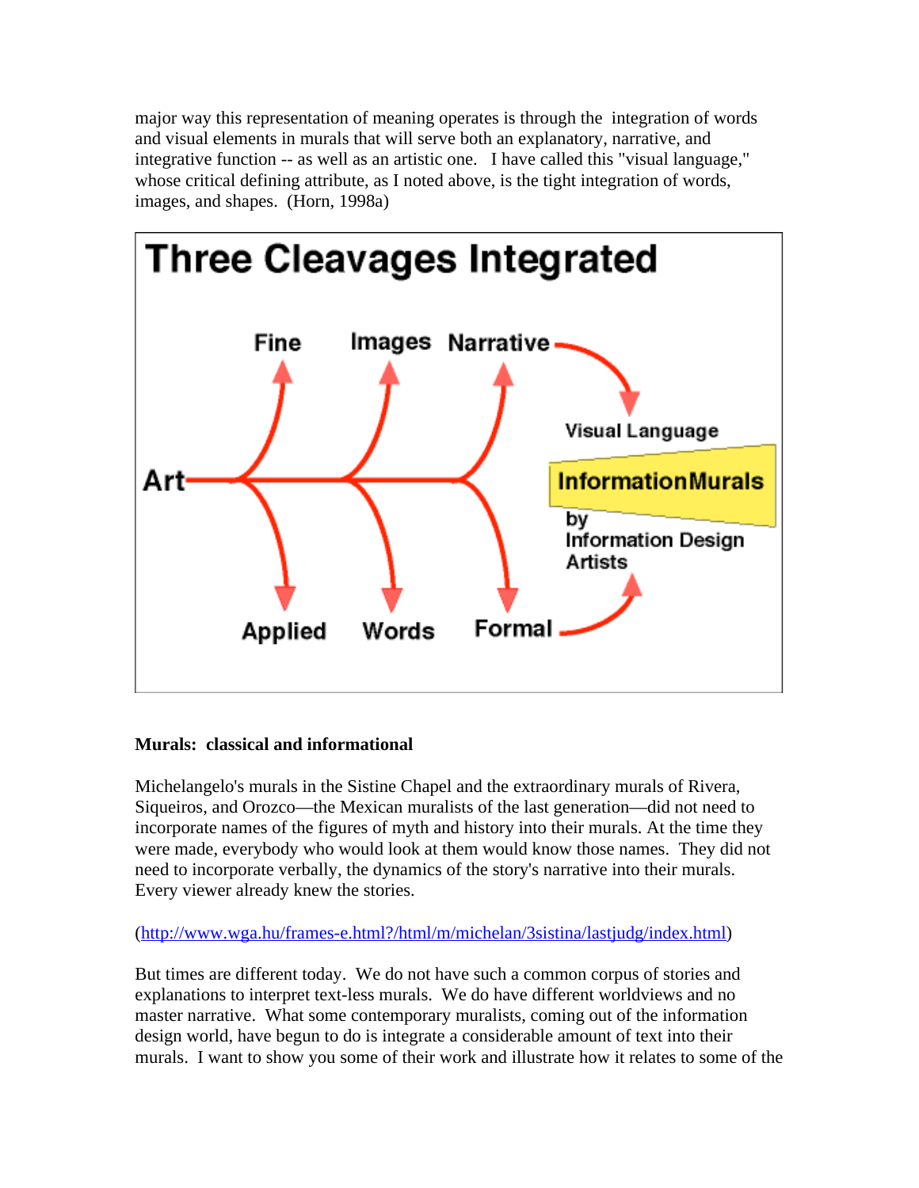major way this representation of meaning operates is through the integration of words and visual elements in murals that will serve both an explanatory, narrative, and integrative function -- as well as an artistic one. I have called this "visual language," whose critical defining attribute, as I noted above, is the tight integration of words, images, and shapes. (Horn, 1998a)

**Three Cleavages Integrated**

Art: Fine / Applied; Images / Words; Narrative / Formal → Visual Language — Information Murals by Information Design Artists

**Murals: classical and informational**

Michelangelo's murals in the Sistine Chapel and the extraordinary murals of Rivera, Siqueiros, and Orozco—the Mexican muralists of the last generation—did not need to incorporate names of the figures of myth and history into their murals. At the time they were made, everybody who would look at them would know those names. They did not need to incorporate verbally, the dynamics of the story's narrative into their murals. Every viewer already knew the stories.

(http://www.wga.hu/frames-e.html?/html/m/michelan/3sistina/lastjudg/index.html)

But times are different today. We do not have such a common corpus of stories and explanations to interpret text-less murals. We do have different worldviews and no master narrative. What some contemporary muralists, coming out of the information design world, have begun to do is integrate a considerable amount of text into their murals. I want to show you some of their work and illustrate how it relates to some of the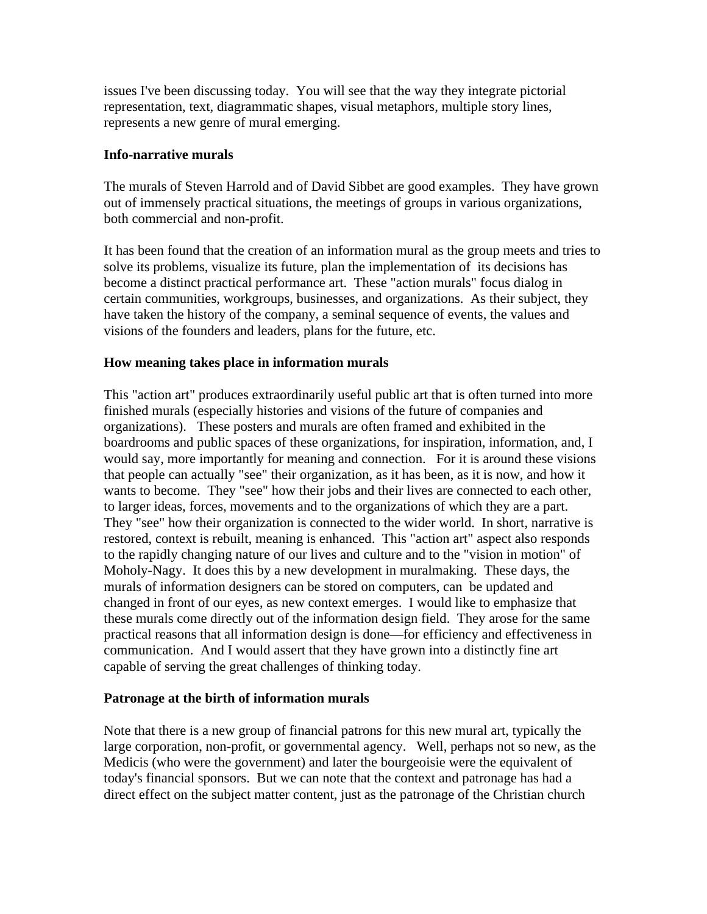issues I've been discussing today. You will see that the way they integrate pictorial representation, text, diagrammatic shapes, visual metaphors, multiple story lines, represents a new genre of mural emerging.

**Info-narrative murals**

The murals of Steven Harrold and of David Sibbet are good examples. They have grown out of immensely practical situations, the meetings of groups in various organizations, both commercial and non-profit.

It has been found that the creation of an information mural as the group meets and tries to solve its problems, visualize its future, plan the implementation of its decisions has become a distinct practical performance art. These "action murals" focus dialog in certain communities, workgroups, businesses, and organizations. As their subject, they have taken the history of the company, a seminal sequence of events, the values and visions of the founders and leaders, plans for the future, etc.

**How meaning takes place in information murals**

This "action art" produces extraordinarily useful public art that is often turned into more finished murals (especially histories and visions of the future of companies and organizations). These posters and murals are often framed and exhibited in the boardrooms and public spaces of these organizations, for inspiration, information, and, I would say, more importantly for meaning and connection. For it is around these visions that people can actually "see" their organization, as it has been, as it is now, and how it wants to become. They "see" how their jobs and their lives are connected to each other, to larger ideas, forces, movements and to the organizations of which they are a part. They "see" how their organization is connected to the wider world. In short, narrative is restored, context is rebuilt, meaning is enhanced. This "action art" aspect also responds to the rapidly changing nature of our lives and culture and to the "vision in motion" of Moholy-Nagy. It does this by a new development in muralmaking. These days, the murals of information designers can be stored on computers, can be updated and changed in front of our eyes, as new context emerges. I would like to emphasize that these murals come directly out of the information design field. They arose for the same practical reasons that all information design is done—for efficiency and effectiveness in communication. And I would assert that they have grown into a distinctly fine art capable of serving the great challenges of thinking today.

**Patronage at the birth of information murals**

Note that there is a new group of financial patrons for this new mural art, typically the large corporation, non-profit, or governmental agency. Well, perhaps not so new, as the Medicis (who were the government) and later the bourgeoisie were the equivalent of today's financial sponsors. But we can note that the context and patronage has had a direct effect on the subject matter content, just as the patronage of the Christian church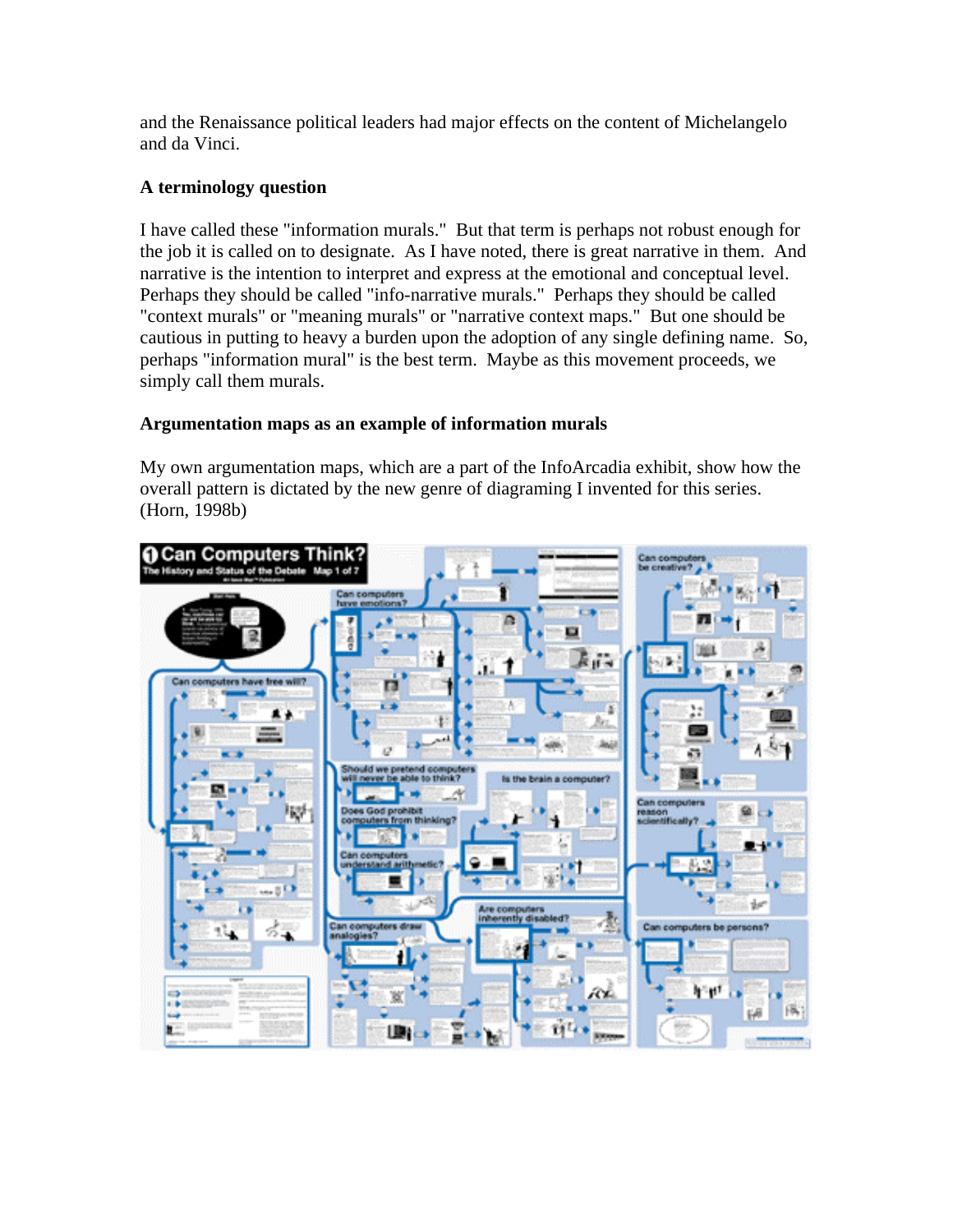and the Renaissance political leaders had major effects on the content of Michelangelo and da Vinci.

**A terminology question**

I have called these "information murals." But that term is perhaps not robust enough for the job it is called on to designate. As I have noted, there is great narrative in them. And narrative is the intention to interpret and express at the emotional and conceptual level. Perhaps they should be called "info-narrative murals." Perhaps they should be called "context murals" or "meaning murals" or "narrative context maps." But one should be cautious in putting to heavy a burden upon the adoption of any single defining name. So, perhaps "information mural" is the best term. Maybe as this movement proceeds, we simply call them murals.

**Argumentation maps as an example of information murals**

My own argumentation maps, which are a part of the InfoArcadia exhibit, show how the overall pattern is dictated by the new genre of diagraming I invented for this series. (Horn, 1998b)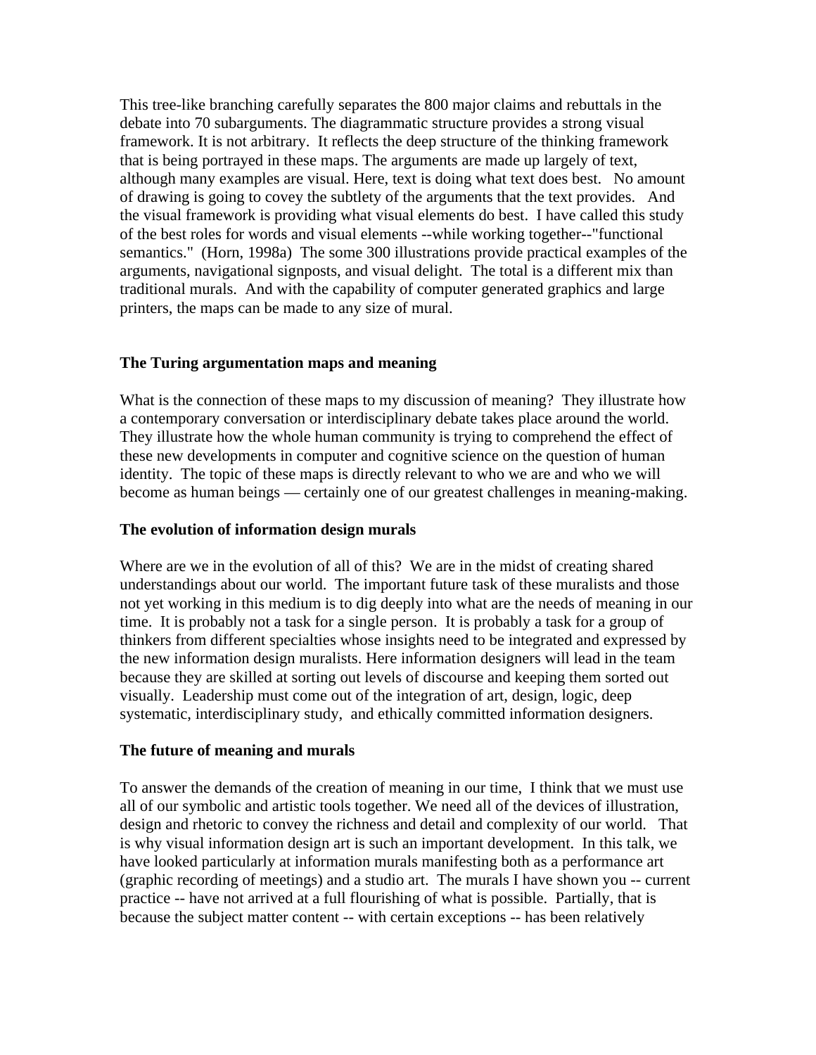This tree-like branching carefully separates the 800 major claims and rebuttals in the debate into 70 subarguments. The diagrammatic structure provides a strong visual framework. It is not arbitrary. It reflects the deep structure of the thinking framework that is being portrayed in these maps. The arguments are made up largely of text, although many examples are visual. Here, text is doing what text does best. No amount of drawing is going to covey the subtlety of the arguments that the text provides. And the visual framework is providing what visual elements do best. I have called this study of the best roles for words and visual elements --while working together--"functional semantics." (Horn, 1998a) The some 300 illustrations provide practical examples of the arguments, navigational signposts, and visual delight. The total is a different mix than traditional murals. And with the capability of computer generated graphics and large printers, the maps can be made to any size of mural.

### The Turing argumentation maps and meaning

What is the connection of these maps to my discussion of meaning? They illustrate how a contemporary conversation or interdisciplinary debate takes place around the world. They illustrate how the whole human community is trying to comprehend the effect of these new developments in computer and cognitive science on the question of human identity. The topic of these maps is directly relevant to who we are and who we will become as human beings — certainly one of our greatest challenges in meaning-making.

### The evolution of information design murals

Where are we in the evolution of all of this? We are in the midst of creating shared understandings about our world. The important future task of these muralists and those not yet working in this medium is to dig deeply into what are the needs of meaning in our time. It is probably not a task for a single person. It is probably a task for a group of thinkers from different specialties whose insights need to be integrated and expressed by the new information design muralists. Here information designers will lead in the team because they are skilled at sorting out levels of discourse and keeping them sorted out visually. Leadership must come out of the integration of art, design, logic, deep systematic, interdisciplinary study, and ethically committed information designers.

### The future of meaning and murals

To answer the demands of the creation of meaning in our time, I think that we must use all of our symbolic and artistic tools together. We need all of the devices of illustration, design and rhetoric to convey the richness and detail and complexity of our world. That is why visual information design art is such an important development. In this talk, we have looked particularly at information murals manifesting both as a performance art (graphic recording of meetings) and a studio art. The murals I have shown you -- current practice -- have not arrived at a full flourishing of what is possible. Partially, that is because the subject matter content -- with certain exceptions -- has been relatively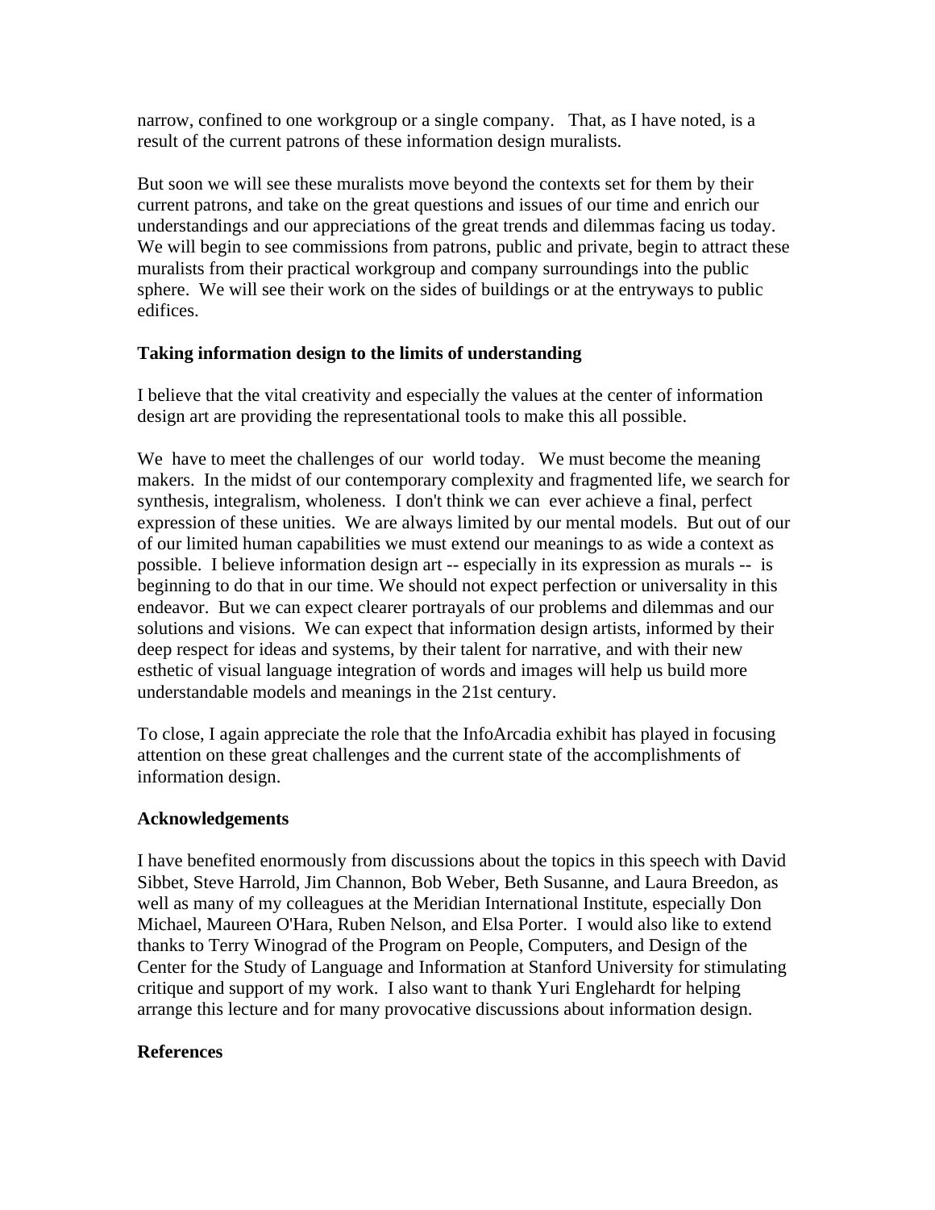narrow, confined to one workgroup or a single company. That, as I have noted, is a result of the current patrons of these information design muralists.

But soon we will see these muralists move beyond the contexts set for them by their current patrons, and take on the great questions and issues of our time and enrich our understandings and our appreciations of the great trends and dilemmas facing us today. We will begin to see commissions from patrons, public and private, begin to attract these muralists from their practical workgroup and company surroundings into the public sphere. We will see their work on the sides of buildings or at the entryways to public edifices.

**Taking information design to the limits of understanding**

I believe that the vital creativity and especially the values at the center of information design art are providing the representational tools to make this all possible.

We have to meet the challenges of our world today. We must become the meaning makers. In the midst of our contemporary complexity and fragmented life, we search for synthesis, integralism, wholeness. I don't think we can ever achieve a final, perfect expression of these unities. We are always limited by our mental models. But out of our of our limited human capabilities we must extend our meanings to as wide a context as possible. I believe information design art -- especially in its expression as murals -- is beginning to do that in our time. We should not expect perfection or universality in this endeavor. But we can expect clearer portrayals of our problems and dilemmas and our solutions and visions. We can expect that information design artists, informed by their deep respect for ideas and systems, by their talent for narrative, and with their new esthetic of visual language integration of words and images will help us build more understandable models and meanings in the 21st century.

To close, I again appreciate the role that the InfoArcadia exhibit has played in focusing attention on these great challenges and the current state of the accomplishments of information design.

**Acknowledgements**

I have benefited enormously from discussions about the topics in this speech with David Sibbet, Steve Harrold, Jim Channon, Bob Weber, Beth Susanne, and Laura Breedon, as well as many of my colleagues at the Meridian International Institute, especially Don Michael, Maureen O'Hara, Ruben Nelson, and Elsa Porter. I would also like to extend thanks to Terry Winograd of the Program on People, Computers, and Design of the Center for the Study of Language and Information at Stanford University for stimulating critique and support of my work. I also want to thank Yuri Englehardt for helping arrange this lecture and for many provocative discussions about information design.

**References**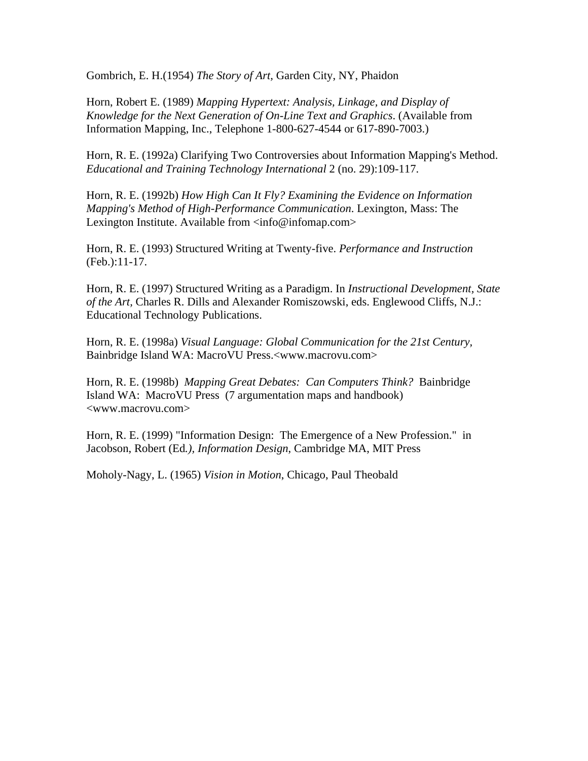Gombrich, E. H.(1954) *The Story of Art,* Garden City, NY, Phaidon

Horn, Robert E. (1989) *Mapping Hypertext: Analysis, Linkage, and Display of Knowledge for the Next Generation of On-Line Text and Graphics*. (Available from Information Mapping, Inc., Telephone 1-800-627-4544 or 617-890-7003.)

Horn, R. E. (1992a) Clarifying Two Controversies about Information Mapping's Method. *Educational and Training Technology International* 2 (no. 29):109-117.

Horn, R. E. (1992b) *How High Can It Fly? Examining the Evidence on Information Mapping's Method of High-Performance Communication*. Lexington, Mass: The Lexington Institute. Available from <info@infomap.com>

Horn, R. E. (1993) Structured Writing at Twenty-five. *Performance and Instruction* (Feb.):11-17.

Horn, R. E. (1997) Structured Writing as a Paradigm. In *Instructional Development, State of the Art,* Charles R. Dills and Alexander Romiszowski, eds. Englewood Cliffs, N.J.: Educational Technology Publications.

Horn, R. E. (1998a) *Visual Language: Global Communication for the 21st Century,* Bainbridge Island WA: MacroVU Press.<www.macrovu.com>

Horn, R. E. (1998b) *Mapping Great Debates: Can Computers Think?* Bainbridge Island WA: MacroVU Press (7 argumentation maps and handbook) <www.macrovu.com>

Horn, R. E. (1999) "Information Design: The Emergence of a New Profession." in Jacobson, Robert (Ed*.), Information Design*, Cambridge MA, MIT Press

Moholy-Nagy, L. (1965) *Vision in Motion*, Chicago, Paul Theobald